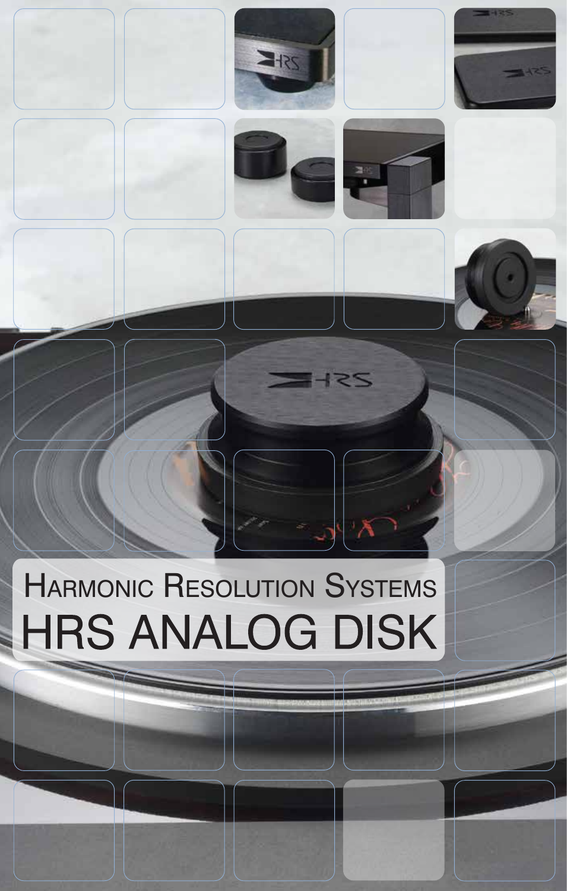# Harmonic Resolution Systems

# HRS ANALOG DISK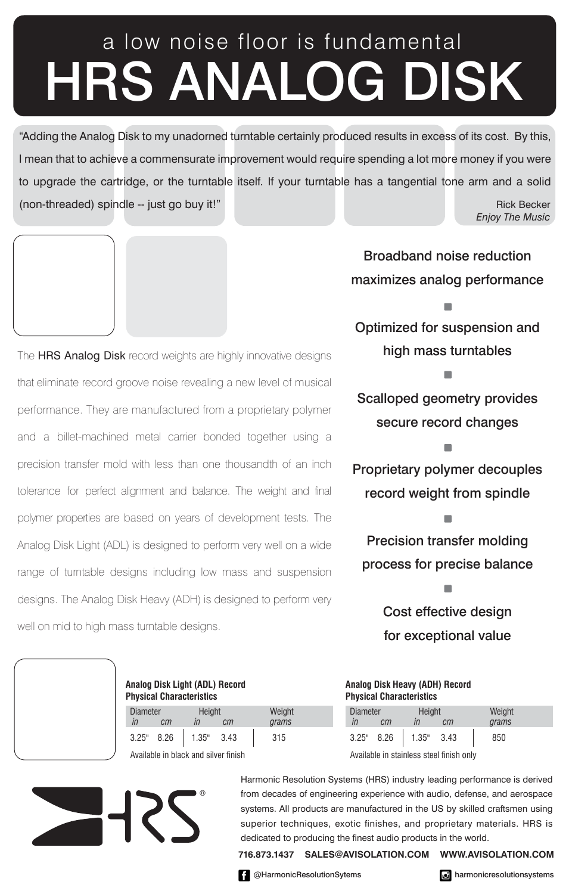# a low noise floor is fundamental
# HRS ANALOG DISK

"Adding the Analog Disk to my unadorned turntable certainly produced results in excess of its cost. By this, I mean that to achieve a commensurate improvement would require spending a lot more money if you were to upgrade the cartridge, or the turntable itself. If your turntable has a tangential tone arm and a solid (non-threaded) spindle -- just go buy it!"

Rick Becker
*Enjoy The Music*

The **HRS Analog Disk** record weights are highly innovative designs that eliminate record groove noise revealing a new level of musical performance. They are manufactured from a proprietary polymer and a billet-machined metal carrier bonded together using a precision transfer mold with less than one thousandth of an inch tolerance for perfect alignment and balance. The weight and final polymer properties are based on years of development tests. The Analog Disk Light (ADL) is designed to perform very well on a wide range of turntable designs including low mass and suspension designs. The Analog Disk Heavy (ADH) is designed to perform very well on mid to high mass turntable designs.

- Broadband noise reduction maximizes analog performance
- Optimized for suspension and high mass turntables
- Scalloped geometry provides secure record changes
- Proprietary polymer decouples record weight from spindle
- Precision transfer molding process for precise balance
- Cost effective design for exceptional value

**Analog Disk Light (ADL) Record Physical Characteristics**

| Diameter | | Height | | Weight |
|---|---|---|---|---|
| *in* | *cm* | *in* | *cm* | *grams* |
| 3.25" | 8.26 | 1.35" | 3.43 | 315 |

Available in black and silver finish

**Analog Disk Heavy (ADH) Record Physical Characteristics**

| Diameter | | Height | | Weight |
|---|---|---|---|---|
| *in* | *cm* | *in* | *cm* | *grams* |
| 3.25" | 8.26 | 1.35" | 3.43 | 850 |

Available in stainless steel finish only

HRS®

Harmonic Resolution Systems (HRS) industry leading performance is derived from decades of engineering experience with audio, defense, and aerospace systems. All products are manufactured in the US by skilled craftsmen using superior techniques, exotic finishes, and proprietary materials. HRS is dedicated to producing the finest audio products in the world.

**716.873.1437 SALES@AVISOLATION.COM WWW.AVISOLATION.COM**

@HarmonicResolutionSytems

harmonicresolutionsystems